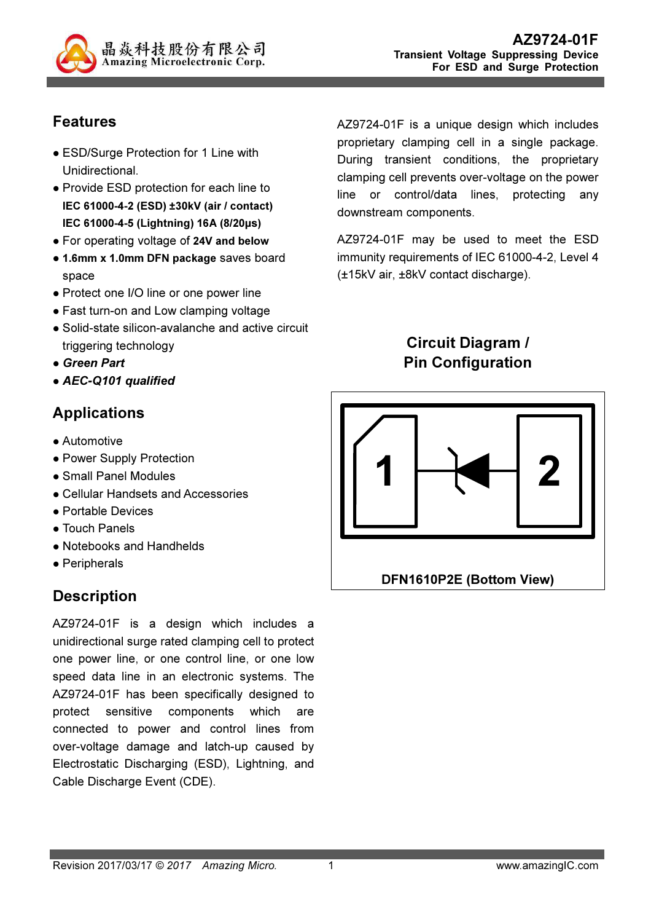# AZ9724-01F

**Transient Voltage Suppressing Device For ESD and Surge Protection**

## Features

- ESD/Surge Protection for 1 Line with Unidirectional.
- Provide ESD protection for each line to
  **IEC 61000-4-2 (ESD) ±30kV (air / contact)**
  **IEC 61000-4-5 (Lightning) 16A (8/20μs)**
- For operating voltage of **24V and below**
- **1.6mm x 1.0mm DFN package** saves board space
- Protect one I/O line or one power line
- Fast turn-on and Low clamping voltage
- Solid-state silicon-avalanche and active circuit triggering technology
- ***Green Part***
- ***AEC-Q101 qualified***

## Applications

- Automotive
- Power Supply Protection
- Small Panel Modules
- Cellular Handsets and Accessories
- Portable Devices
- Touch Panels
- Notebooks and Handhelds
- Peripherals

## Description

AZ9724-01F is a design which includes a unidirectional surge rated clamping cell to protect one power line, or one control line, or one low speed data line in an electronic systems. The AZ9724-01F has been specifically designed to protect sensitive components which are connected to power and control lines from over-voltage damage and latch-up caused by Electrostatic Discharging (ESD), Lightning, and Cable Discharge Event (CDE).

AZ9724-01F is a unique design which includes proprietary clamping cell in a single package. During transient conditions, the proprietary clamping cell prevents over-voltage on the power line or control/data lines, protecting any downstream components.

AZ9724-01F may be used to meet the ESD immunity requirements of IEC 61000-4-2, Level 4 (±15kV air, ±8kV contact discharge).

## Circuit Diagram / Pin Configuration

1 —▶|— 2

DFN1610P2E (Bottom View)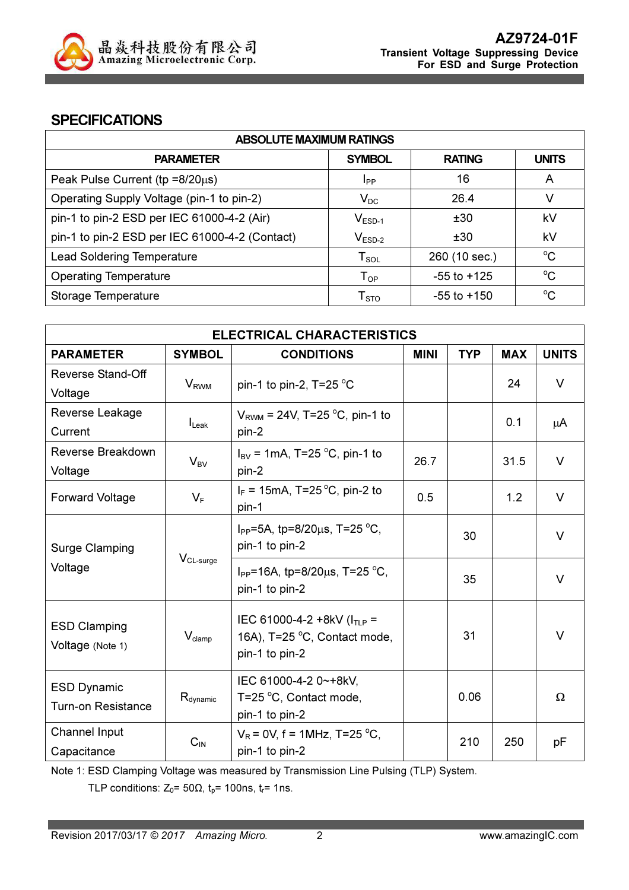## SPECIFICATIONS

| ABSOLUTE MAXIMUM RATINGS | | | |
|---|---|---|---|
| **PARAMETER** | **SYMBOL** | **RATING** | **UNITS** |
| Peak Pulse Current (tp =8/20μs) | $I_{PP}$ | 16 | A |
| Operating Supply Voltage (pin-1 to pin-2) | $V_{DC}$ | 26.4 | V |
| pin-1 to pin-2 ESD per IEC 61000-4-2 (Air) | $V_{ESD-1}$ | ±30 | kV |
| pin-1 to pin-2 ESD per IEC 61000-4-2 (Contact) | $V_{ESD-2}$ | ±30 | kV |
| Lead Soldering Temperature | $T_{SOL}$ | 260 (10 sec.) | °C |
| Operating Temperature | $T_{OP}$ | -55 to +125 | °C |
| Storage Temperature | $T_{STO}$ | -55 to +150 | °C |

| ELECTRICAL CHARACTERISTICS | | | | | | |
|---|---|---|---|---|---|---|
| **PARAMETER** | **SYMBOL** | **CONDITIONS** | **MINI** | **TYP** | **MAX** | **UNITS** |
| Reverse Stand-Off Voltage | $V_{RWM}$ | pin-1 to pin-2, T=25 °C | | | 24 | V |
| Reverse Leakage Current | $I_{Leak}$ | $V_{RWM}$ = 24V, T=25 °C, pin-1 to pin-2 | | | 0.1 | μA |
| Reverse Breakdown Voltage | $V_{BV}$ | $I_{BV}$ = 1mA, T=25 °C, pin-1 to pin-2 | 26.7 | | 31.5 | V |
| Forward Voltage | $V_F$ | $I_F$ = 15mA, T=25 °C, pin-2 to pin-1 | 0.5 | | 1.2 | V |
| Surge Clamping Voltage | $V_{CL-surge}$ | $I_{PP}$=5A, tp=8/20μs, T=25 °C, pin-1 to pin-2 | | 30 | | V |
| | | $I_{PP}$=16A, tp=8/20μs, T=25 °C, pin-1 to pin-2 | | 35 | | V |
| ESD Clamping Voltage (Note 1) | $V_{clamp}$ | IEC 61000-4-2 +8kV ($I_{TLP}$ = 16A), T=25 °C, Contact mode, pin-1 to pin-2 | | 31 | | V |
| ESD Dynamic Turn-on Resistance | $R_{dynamic}$ | IEC 61000-4-2 0~+8kV, T=25 °C, Contact mode, pin-1 to pin-2 | | 0.06 | | Ω |
| Channel Input Capacitance | $C_{IN}$ | $V_R$ = 0V, f = 1MHz, T=25 °C, pin-1 to pin-2 | | 210 | 250 | pF |

Note 1: ESD Clamping Voltage was measured by Transmission Line Pulsing (TLP) System.
TLP conditions: $Z_0$= 50Ω, $t_p$= 100ns, $t_r$= 1ns.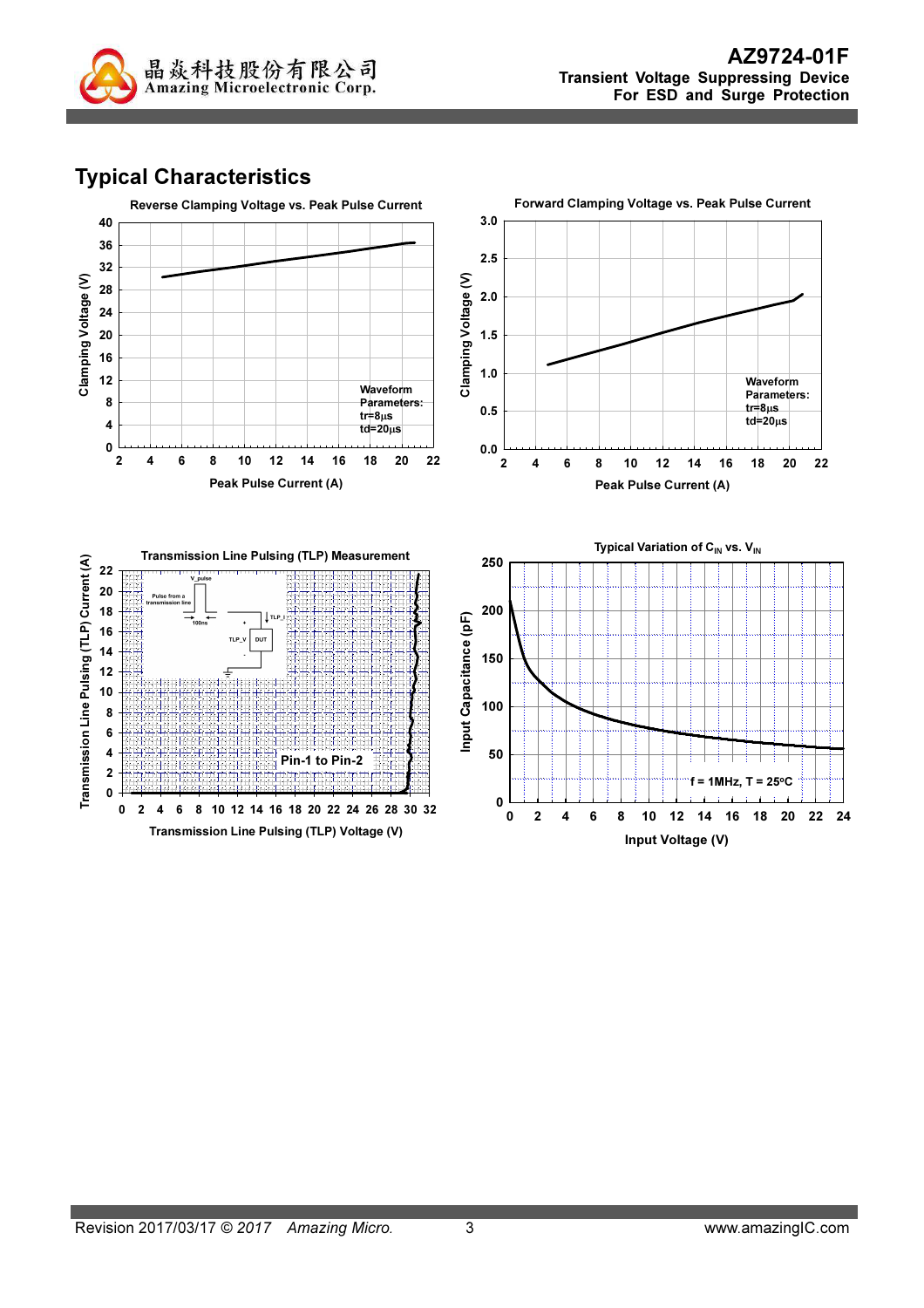## Typical Characteristics

**Reverse Clamping Voltage vs. Peak Pulse Current**

Clamping Voltage (V)

Peak Pulse Current (A)

Waveform Parameters:
tr=8µs
td=20µs

**Forward Clamping Voltage vs. Peak Pulse Current**

Clamping Voltage (V)

Peak Pulse Current (A)

Waveform Parameters:
tr=8µs
td=20µs

**Transmission Line Pulsing (TLP) Measurement**

Transmission Line Pulsing (TLP) Current (A)

Transmission Line Pulsing (TLP) Voltage (V)

Pin-1 to Pin-2

**Typical Variation of $C_{IN}$ vs. $V_{IN}$**

Input Capacitance (pF)

Input Voltage (V)

f = 1MHz, T = 25°C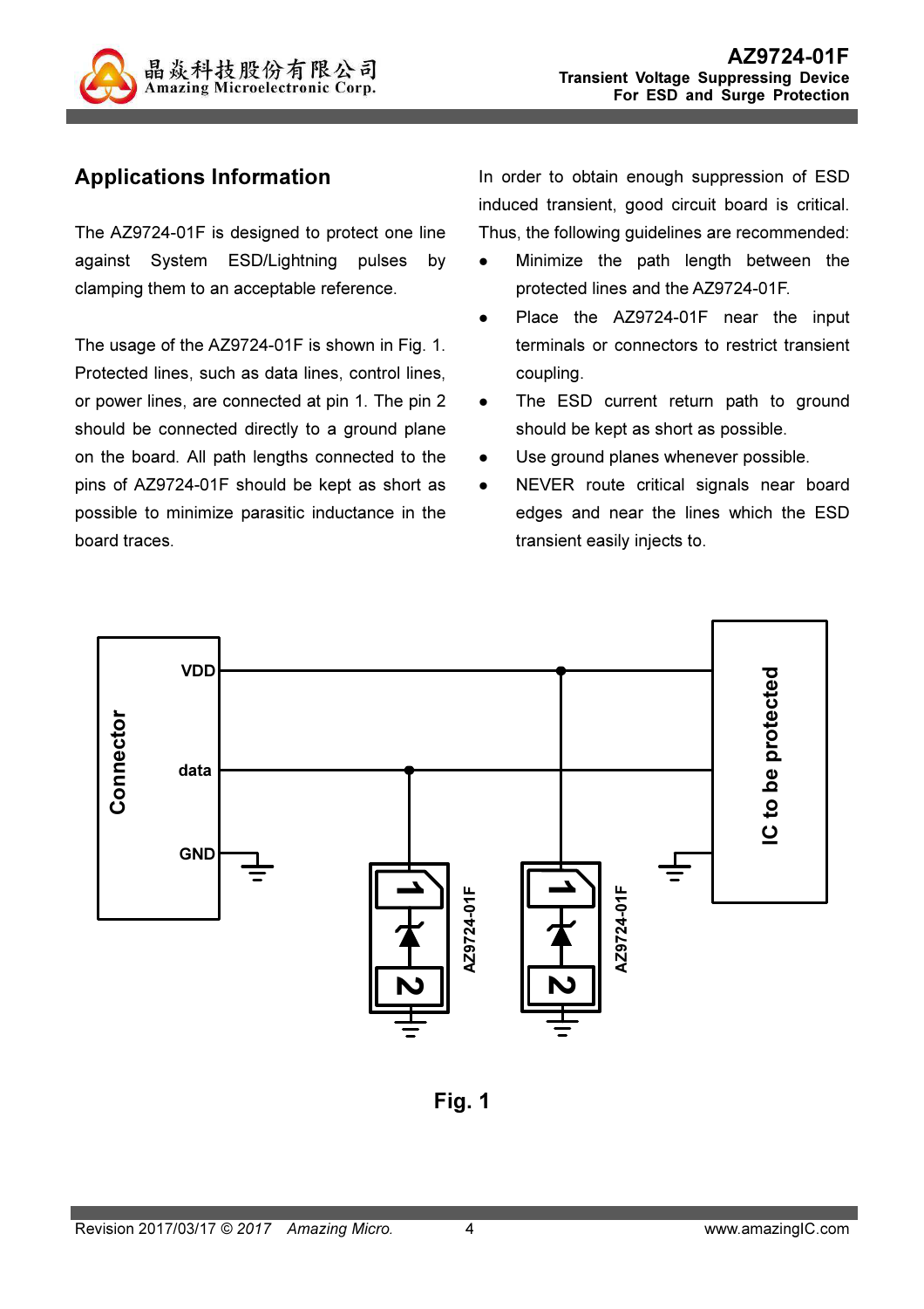## Applications Information

The AZ9724-01F is designed to protect one line against System ESD/Lightning pulses by clamping them to an acceptable reference.

The usage of the AZ9724-01F is shown in Fig. 1. Protected lines, such as data lines, control lines, or power lines, are connected at pin 1. The pin 2 should be connected directly to a ground plane on the board. All path lengths connected to the pins of AZ9724-01F should be kept as short as possible to minimize parasitic inductance in the board traces.

In order to obtain enough suppression of ESD induced transient, good circuit board is critical. Thus, the following guidelines are recommended:

- Minimize the path length between the protected lines and the AZ9724-01F.
- Place the AZ9724-01F near the input terminals or connectors to restrict transient coupling.
- The ESD current return path to ground should be kept as short as possible.
- Use ground planes whenever possible.
- NEVER route critical signals near board edges and near the lines which the ESD transient easily injects to.

**Fig. 1**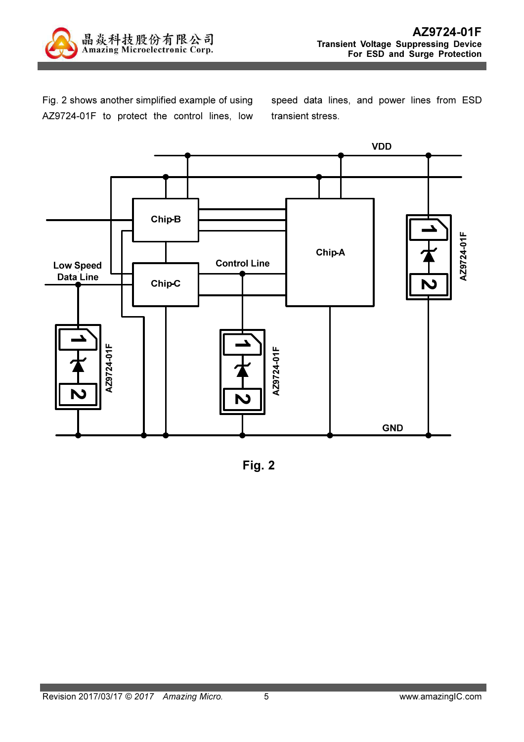Fig. 2 shows another simplified example of using AZ9724-01F to protect the control lines, low speed data lines, and power lines from ESD transient stress.

Fig. 2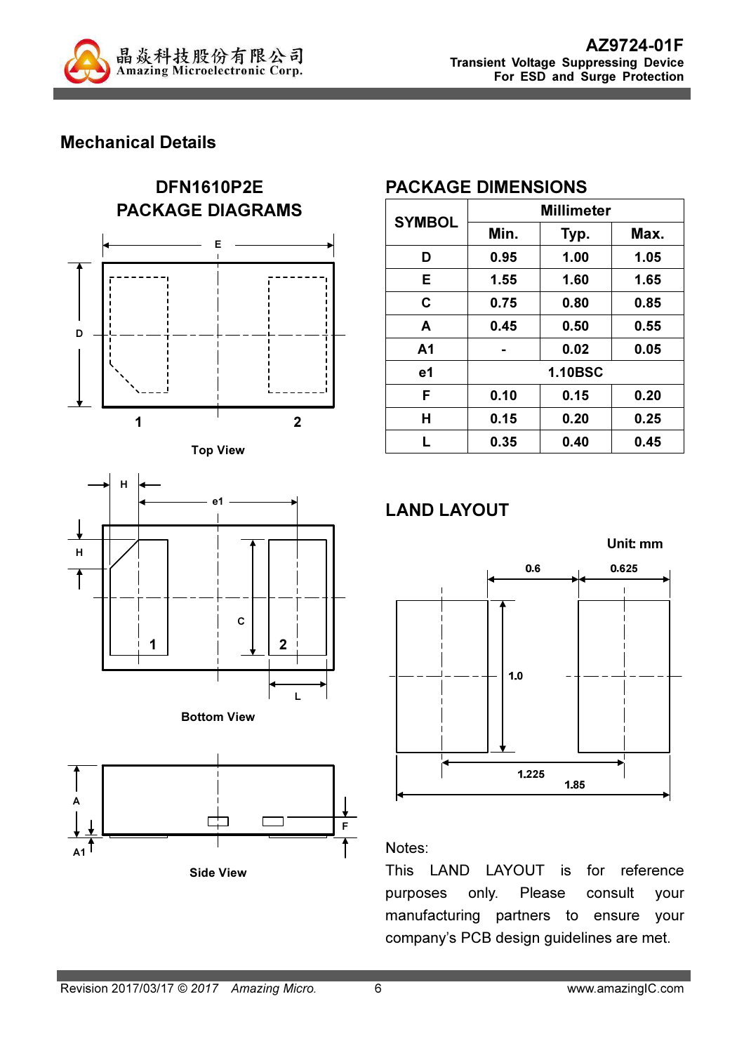## Mechanical Details

### DFN1610P2E PACKAGE DIAGRAMS

Top View

Bottom View

Side View

### PACKAGE DIMENSIONS

| SYMBOL | Millimeter | | |
|---|---|---|---|
| | Min. | Typ. | Max. |
| D | 0.95 | 1.00 | 1.05 |
| E | 1.55 | 1.60 | 1.65 |
| C | 0.75 | 0.80 | 0.85 |
| A | 0.45 | 0.50 | 0.55 |
| A1 | - | 0.02 | 0.05 |
| e1 | 1.10BSC | | |
| F | 0.10 | 0.15 | 0.20 |
| H | 0.15 | 0.20 | 0.25 |
| L | 0.35 | 0.40 | 0.45 |

### LAND LAYOUT

Unit: mm

Notes:

This LAND LAYOUT is for reference purposes only. Please consult your manufacturing partners to ensure your company's PCB design guidelines are met.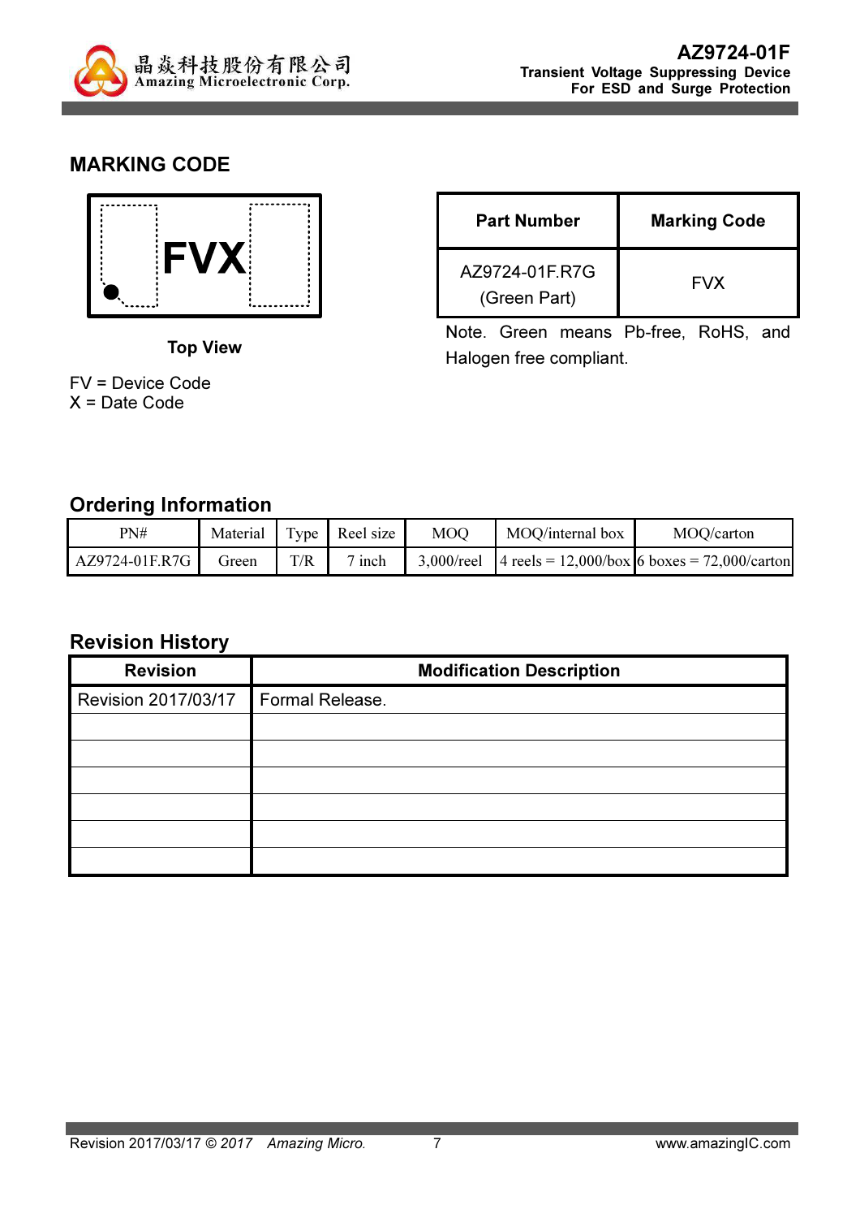## MARKING CODE

FVX

**Top View**

FV = Device Code
X = Date Code

| Part Number | Marking Code |
|---|---|
| AZ9724-01F.R7G (Green Part) | FVX |

Note. Green means Pb-free, RoHS, and Halogen free compliant.

## Ordering Information

| PN# | Material | Type | Reel size | MOQ | MOQ/internal box | MOQ/carton |
|---|---|---|---|---|---|---|
| AZ9724-01F.R7G | Green | T/R | 7 inch | 3,000/reel | 4 reels = 12,000/box | 6 boxes = 72,000/carton |

## Revision History

| Revision | Modification Description |
|---|---|
| Revision 2017/03/17 | Formal Release. |
| | |
| | |
| | |
| | |
| | |
| | |